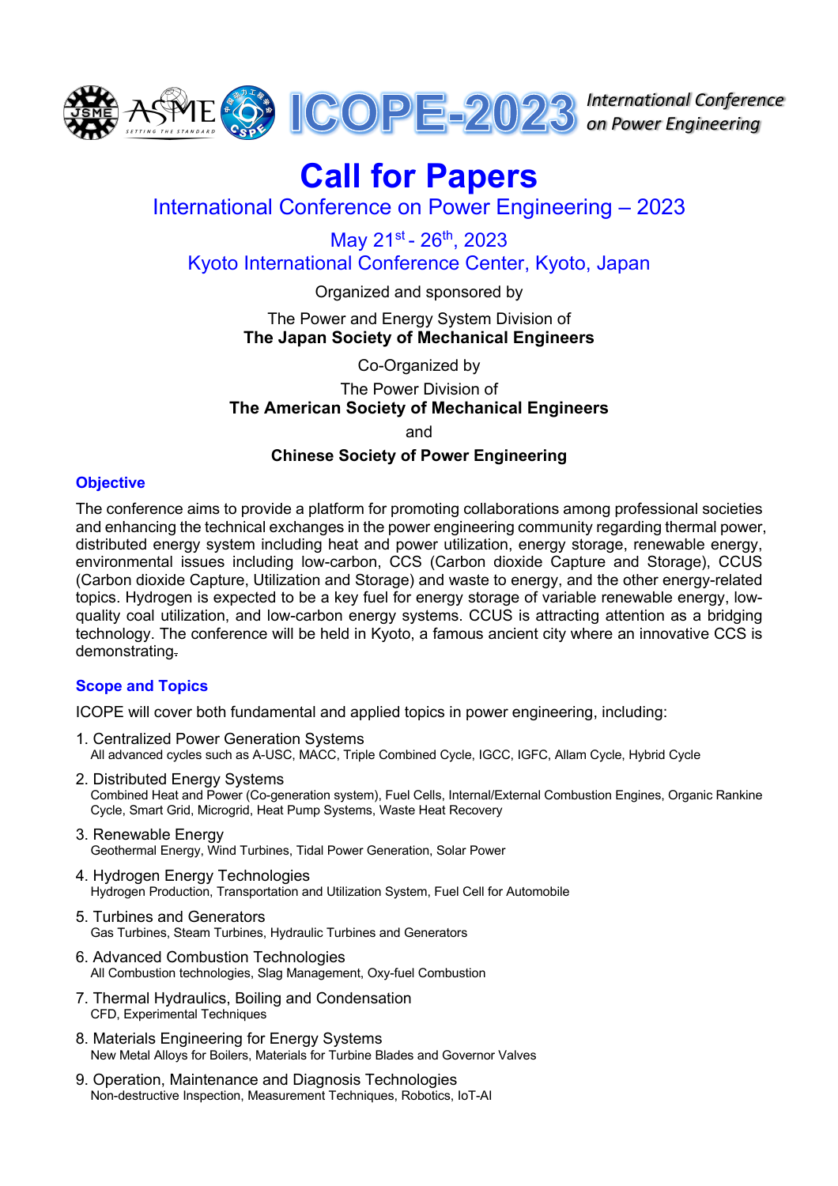ICOPE-2023 *International Conference on Power Engineering*

# Call for Papers

## International Conference on Power Engineering – 2023

May 21st - 26th, 2023

Kyoto International Conference Center, Kyoto, Japan

Organized and sponsored by

The Power and Energy System Division of
**The Japan Society of Mechanical Engineers**

Co-Organized by

The Power Division of
**The American Society of Mechanical Engineers**

and

**Chinese Society of Power Engineering**

### Objective

The conference aims to provide a platform for promoting collaborations among professional societies and enhancing the technical exchanges in the power engineering community regarding thermal power, distributed energy system including heat and power utilization, energy storage, renewable energy, environmental issues including low-carbon, CCS (Carbon dioxide Capture and Storage), CCUS (Carbon dioxide Capture, Utilization and Storage) and waste to energy, and the other energy-related topics. Hydrogen is expected to be a key fuel for energy storage of variable renewable energy, low-quality coal utilization, and low-carbon energy systems. CCUS is attracting attention as a bridging technology. The conference will be held in Kyoto, a famous ancient city where an innovative CCS is demonstrating.

### Scope and Topics

ICOPE will cover both fundamental and applied topics in power engineering, including:

1. Centralized Power Generation Systems
   All advanced cycles such as A-USC, MACC, Triple Combined Cycle, IGCC, IGFC, Allam Cycle, Hybrid Cycle
2. Distributed Energy Systems
   Combined Heat and Power (Co-generation system), Fuel Cells, Internal/External Combustion Engines, Organic Rankine Cycle, Smart Grid, Microgrid, Heat Pump Systems, Waste Heat Recovery
3. Renewable Energy
   Geothermal Energy, Wind Turbines, Tidal Power Generation, Solar Power
4. Hydrogen Energy Technologies
   Hydrogen Production, Transportation and Utilization System, Fuel Cell for Automobile
5. Turbines and Generators
   Gas Turbines, Steam Turbines, Hydraulic Turbines and Generators
6. Advanced Combustion Technologies
   All Combustion technologies, Slag Management, Oxy-fuel Combustion
7. Thermal Hydraulics, Boiling and Condensation
   CFD, Experimental Techniques
8. Materials Engineering for Energy Systems
   New Metal Alloys for Boilers, Materials for Turbine Blades and Governor Valves
9. Operation, Maintenance and Diagnosis Technologies
   Non-destructive Inspection, Measurement Techniques, Robotics, IoT-AI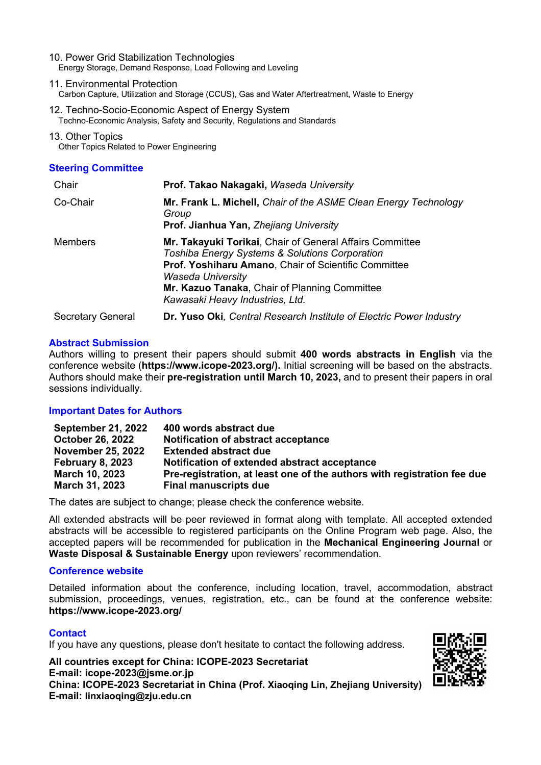10. Power Grid Stabilization Technologies
    Energy Storage, Demand Response, Load Following and Leveling

11. Environmental Protection
    Carbon Capture, Utilization and Storage (CCUS), Gas and Water Aftertreatment, Waste to Energy

12. Techno-Socio-Economic Aspect of Energy System
    Techno-Economic Analysis, Safety and Security, Regulations and Standards

13. Other Topics
    Other Topics Related to Power Engineering

## Steering Committee

| | |
|---|---|
| Chair | **Prof. Takao Nakagaki,** *Waseda University* |
| Co-Chair | **Mr. Frank L. Michell,** *Chair of the ASME Clean Energy Technology Group*<br>**Prof. Jianhua Yan,** *Zhejiang University* |
| Members | **Mr. Takayuki Torikai**, Chair of General Affairs Committee<br>*Toshiba Energy Systems & Solutions Corporation*<br>**Prof. Yoshiharu Amano**, Chair of Scientific Committee<br>*Waseda University*<br>**Mr. Kazuo Tanaka**, Chair of Planning Committee<br>*Kawasaki Heavy Industries, Ltd.* |
| Secretary General | **Dr. Yuso Oki***, Central Research Institute of Electric Power Industry* |

## Abstract Submission

Authors willing to present their papers should submit **400 words abstracts in English** via the conference website (**https://www.icope-2023.org/).** Initial screening will be based on the abstracts. Authors should make their **pre-registration until March 10, 2023,** and to present their papers in oral sessions individually.

## Important Dates for Authors

| | |
|---|---|
| **September 21, 2022** | **400 words abstract due** |
| **October 26, 2022** | **Notification of abstract acceptance** |
| **November 25, 2022** | **Extended abstract due** |
| **February 8, 2023** | **Notification of extended abstract acceptance** |
| **March 10, 2023** | **Pre-registration, at least one of the authors with registration fee due** |
| **March 31, 2023** | **Final manuscripts due** |

The dates are subject to change; please check the conference website.

All extended abstracts will be peer reviewed in format along with template. All accepted extended abstracts will be accessible to registered participants on the Online Program web page. Also, the accepted papers will be recommended for publication in the **Mechanical Engineering Journal** or **Waste Disposal & Sustainable Energy** upon reviewers' recommendation.

## Conference website

Detailed information about the conference, including location, travel, accommodation, abstract submission, proceedings, venues, registration, etc., can be found at the conference website: **https://www.icope-2023.org/**

## Contact

If you have any questions, please don't hesitate to contact the following address.

**All countries except for China: ICOPE-2023 Secretariat**
**E-mail: icope-2023@jsme.or.jp**
**China: ICOPE-2023 Secretariat in China (Prof. Xiaoqing Lin, Zhejiang University)**
**E-mail: linxiaoqing@zju.edu.cn**